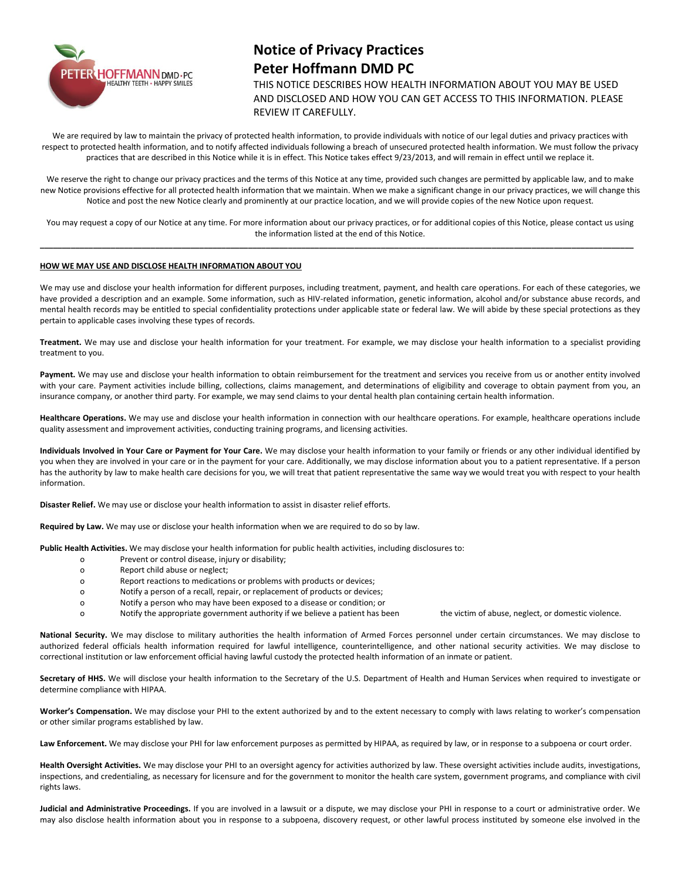# Notice of Privacy Practices
# Peter Hoffmann DMD PC

THIS NOTICE DESCRIBES HOW HEALTH INFORMATION ABOUT YOU MAY BE USED AND DISCLOSED AND HOW YOU CAN GET ACCESS TO THIS INFORMATION. PLEASE REVIEW IT CAREFULLY.

We are required by law to maintain the privacy of protected health information, to provide individuals with notice of our legal duties and privacy practices with respect to protected health information, and to notify affected individuals following a breach of unsecured protected health information. We must follow the privacy practices that are described in this Notice while it is in effect. This Notice takes effect 9/23/2013, and will remain in effect until we replace it.

We reserve the right to change our privacy practices and the terms of this Notice at any time, provided such changes are permitted by applicable law, and to make new Notice provisions effective for all protected health information that we maintain. When we make a significant change in our privacy practices, we will change this Notice and post the new Notice clearly and prominently at our practice location, and we will provide copies of the new Notice upon request.

You may request a copy of our Notice at any time. For more information about our privacy practices, or for additional copies of this Notice, please contact us using the information listed at the end of this Notice.

---

## HOW WE MAY USE AND DISCLOSE HEALTH INFORMATION ABOUT YOU

We may use and disclose your health information for different purposes, including treatment, payment, and health care operations. For each of these categories, we have provided a description and an example. Some information, such as HIV-related information, genetic information, alcohol and/or substance abuse records, and mental health records may be entitled to special confidentiality protections under applicable state or federal law. We will abide by these special protections as they pertain to applicable cases involving these types of records.

**Treatment.** We may use and disclose your health information for your treatment. For example, we may disclose your health information to a specialist providing treatment to you.

**Payment.** We may use and disclose your health information to obtain reimbursement for the treatment and services you receive from us or another entity involved with your care. Payment activities include billing, collections, claims management, and determinations of eligibility and coverage to obtain payment from you, an insurance company, or another third party. For example, we may send claims to your dental health plan containing certain health information.

**Healthcare Operations.** We may use and disclose your health information in connection with our healthcare operations. For example, healthcare operations include quality assessment and improvement activities, conducting training programs, and licensing activities.

**Individuals Involved in Your Care or Payment for Your Care.** We may disclose your health information to your family or friends or any other individual identified by you when they are involved in your care or in the payment for your care. Additionally, we may disclose information about you to a patient representative. If a person has the authority by law to make health care decisions for you, we will treat that patient representative the same way we would treat you with respect to your health information.

**Disaster Relief.** We may use or disclose your health information to assist in disaster relief efforts.

**Required by Law.** We may use or disclose your health information when we are required to do so by law.

**Public Health Activities.** We may disclose your health information for public health activities, including disclosures to:

- Prevent or control disease, injury or disability;
- Report child abuse or neglect;
- Report reactions to medications or problems with products or devices;
- Notify a person of a recall, repair, or replacement of products or devices;
- Notify a person who may have been exposed to a disease or condition; or
- Notify the appropriate government authority if we believe a patient has been the victim of abuse, neglect, or domestic violence.

**National Security.** We may disclose to military authorities the health information of Armed Forces personnel under certain circumstances. We may disclose to authorized federal officials health information required for lawful intelligence, counterintelligence, and other national security activities. We may disclose to correctional institution or law enforcement official having lawful custody the protected health information of an inmate or patient.

**Secretary of HHS.** We will disclose your health information to the Secretary of the U.S. Department of Health and Human Services when required to investigate or determine compliance with HIPAA.

**Worker's Compensation.** We may disclose your PHI to the extent authorized by and to the extent necessary to comply with laws relating to worker's compensation or other similar programs established by law.

**Law Enforcement.** We may disclose your PHI for law enforcement purposes as permitted by HIPAA, as required by law, or in response to a subpoena or court order.

**Health Oversight Activities.** We may disclose your PHI to an oversight agency for activities authorized by law. These oversight activities include audits, investigations, inspections, and credentialing, as necessary for licensure and for the government to monitor the health care system, government programs, and compliance with civil rights laws.

**Judicial and Administrative Proceedings.** If you are involved in a lawsuit or a dispute, we may disclose your PHI in response to a court or administrative order. We may also disclose health information about you in response to a subpoena, discovery request, or other lawful process instituted by someone else involved in the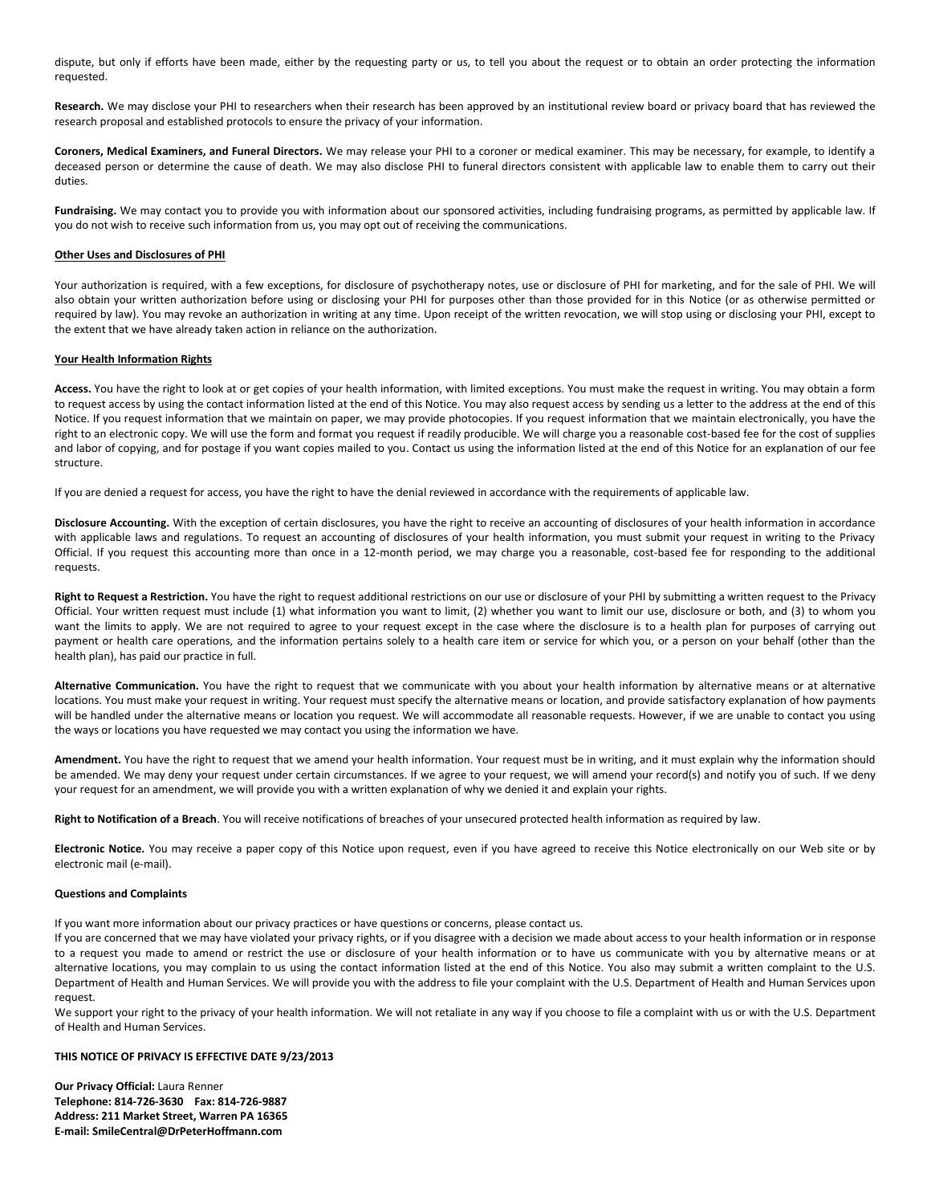dispute, but only if efforts have been made, either by the requesting party or us, to tell you about the request or to obtain an order protecting the information requested.

**Research.** We may disclose your PHI to researchers when their research has been approved by an institutional review board or privacy board that has reviewed the research proposal and established protocols to ensure the privacy of your information.

**Coroners, Medical Examiners, and Funeral Directors.** We may release your PHI to a coroner or medical examiner. This may be necessary, for example, to identify a deceased person or determine the cause of death. We may also disclose PHI to funeral directors consistent with applicable law to enable them to carry out their duties.

**Fundraising.** We may contact you to provide you with information about our sponsored activities, including fundraising programs, as permitted by applicable law. If you do not wish to receive such information from us, you may opt out of receiving the communications.

**Other Uses and Disclosures of PHI**

Your authorization is required, with a few exceptions, for disclosure of psychotherapy notes, use or disclosure of PHI for marketing, and for the sale of PHI. We will also obtain your written authorization before using or disclosing your PHI for purposes other than those provided for in this Notice (or as otherwise permitted or required by law). You may revoke an authorization in writing at any time. Upon receipt of the written revocation, we will stop using or disclosing your PHI, except to the extent that we have already taken action in reliance on the authorization.

**Your Health Information Rights**

**Access.** You have the right to look at or get copies of your health information, with limited exceptions. You must make the request in writing. You may obtain a form to request access by using the contact information listed at the end of this Notice. You may also request access by sending us a letter to the address at the end of this Notice. If you request information that we maintain on paper, we may provide photocopies. If you request information that we maintain electronically, you have the right to an electronic copy. We will use the form and format you request if readily producible. We will charge you a reasonable cost-based fee for the cost of supplies and labor of copying, and for postage if you want copies mailed to you. Contact us using the information listed at the end of this Notice for an explanation of our fee structure.

If you are denied a request for access, you have the right to have the denial reviewed in accordance with the requirements of applicable law.

**Disclosure Accounting.** With the exception of certain disclosures, you have the right to receive an accounting of disclosures of your health information in accordance with applicable laws and regulations. To request an accounting of disclosures of your health information, you must submit your request in writing to the Privacy Official. If you request this accounting more than once in a 12-month period, we may charge you a reasonable, cost-based fee for responding to the additional requests.

**Right to Request a Restriction.** You have the right to request additional restrictions on our use or disclosure of your PHI by submitting a written request to the Privacy Official. Your written request must include (1) what information you want to limit, (2) whether you want to limit our use, disclosure or both, and (3) to whom you want the limits to apply. We are not required to agree to your request except in the case where the disclosure is to a health plan for purposes of carrying out payment or health care operations, and the information pertains solely to a health care item or service for which you, or a person on your behalf (other than the health plan), has paid our practice in full.

**Alternative Communication.** You have the right to request that we communicate with you about your health information by alternative means or at alternative locations. You must make your request in writing. Your request must specify the alternative means or location, and provide satisfactory explanation of how payments will be handled under the alternative means or location you request. We will accommodate all reasonable requests. However, if we are unable to contact you using the ways or locations you have requested we may contact you using the information we have.

**Amendment.** You have the right to request that we amend your health information. Your request must be in writing, and it must explain why the information should be amended. We may deny your request under certain circumstances. If we agree to your request, we will amend your record(s) and notify you of such. If we deny your request for an amendment, we will provide you with a written explanation of why we denied it and explain your rights.

**Right to Notification of a Breach**. You will receive notifications of breaches of your unsecured protected health information as required by law.

**Electronic Notice.** You may receive a paper copy of this Notice upon request, even if you have agreed to receive this Notice electronically on our Web site or by electronic mail (e-mail).

**Questions and Complaints**

If you want more information about our privacy practices or have questions or concerns, please contact us.

If you are concerned that we may have violated your privacy rights, or if you disagree with a decision we made about access to your health information or in response to a request you made to amend or restrict the use or disclosure of your health information or to have us communicate with you by alternative means or at alternative locations, you may complain to us using the contact information listed at the end of this Notice. You also may submit a written complaint to the U.S. Department of Health and Human Services. We will provide you with the address to file your complaint with the U.S. Department of Health and Human Services upon request.

We support your right to the privacy of your health information. We will not retaliate in any way if you choose to file a complaint with us or with the U.S. Department of Health and Human Services.

**THIS NOTICE OF PRIVACY IS EFFECTIVE DATE 9/23/2013**

**Our Privacy Official:** Laura Renner
**Telephone: 814-726-3630 Fax: 814-726-9887**
**Address: 211 Market Street, Warren PA 16365**
**E-mail: SmileCentral@DrPeterHoffmann.com**